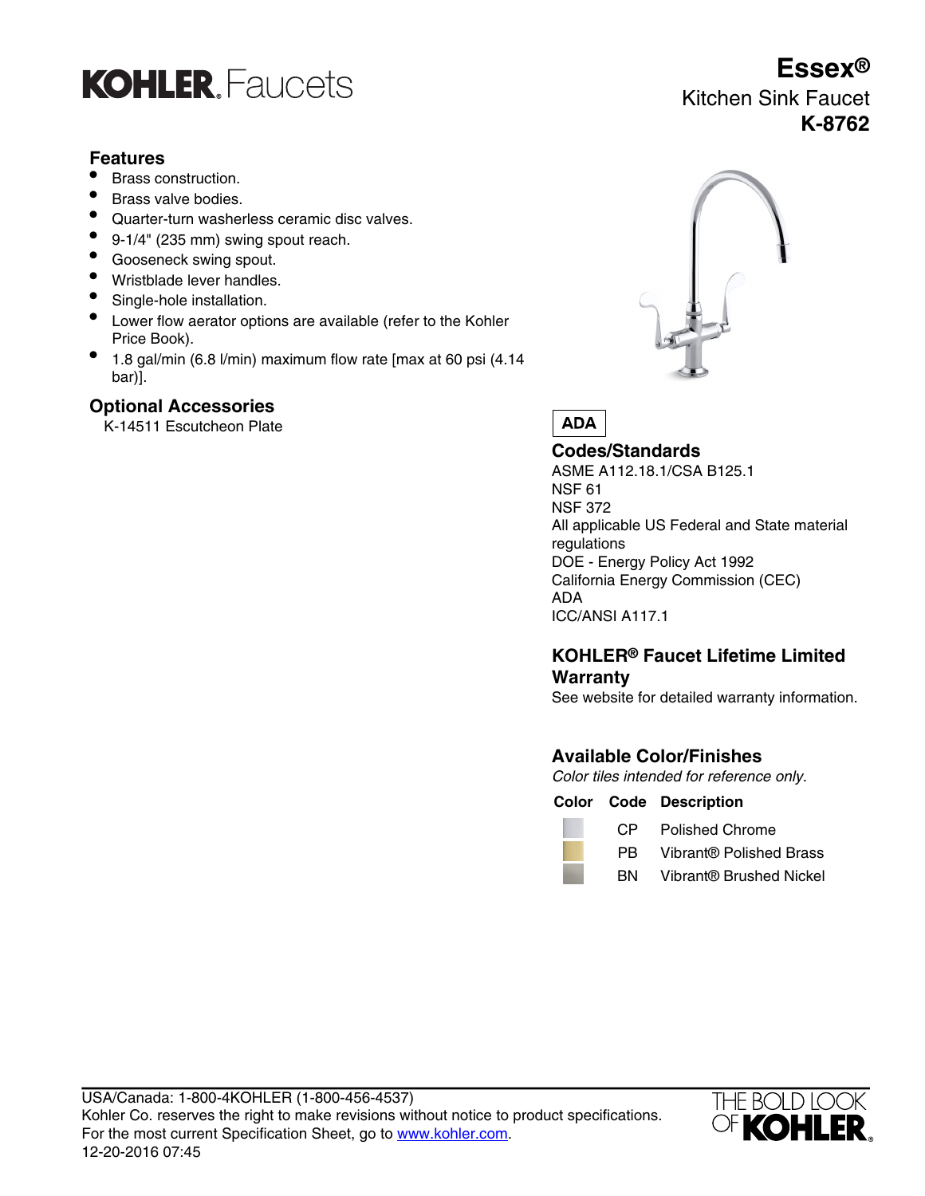# KOHLER. Faucets

# Essex®

Kitchen Sink Faucet

**K-8762**

## Features

- Brass construction.
- Brass valve bodies.
- Quarter-turn washerless ceramic disc valves.
- 9-1/4" (235 mm) swing spout reach.
- Gooseneck swing spout.
- Wristblade lever handles.
- Single-hole installation.
- Lower flow aerator options are available (refer to the Kohler Price Book).
- 1.8 gal/min (6.8 l/min) maximum flow rate [max at 60 psi (4.14 bar)].

## Optional Accessories

K-14511 Escutcheon Plate

**ADA**

## Codes/Standards

ASME A112.18.1/CSA B125.1
NSF 61
NSF 372
All applicable US Federal and State material regulations
DOE - Energy Policy Act 1992
California Energy Commission (CEC)
ADA
ICC/ANSI A117.1

## KOHLER® Faucet Lifetime Limited Warranty

See website for detailed warranty information.

## Available Color/Finishes

*Color tiles intended for reference only.*

| Color | Code | Description |
|---|---|---|
| | CP | Polished Chrome |
| | PB | Vibrant® Polished Brass |
| | BN | Vibrant® Brushed Nickel |

USA/Canada: 1-800-4KOHLER (1-800-456-4537)
Kohler Co. reserves the right to make revisions without notice to product specifications.
For the most current Specification Sheet, go to www.kohler.com.
12-20-2016 07:45

THE BOLD LOOK OF KOHLER.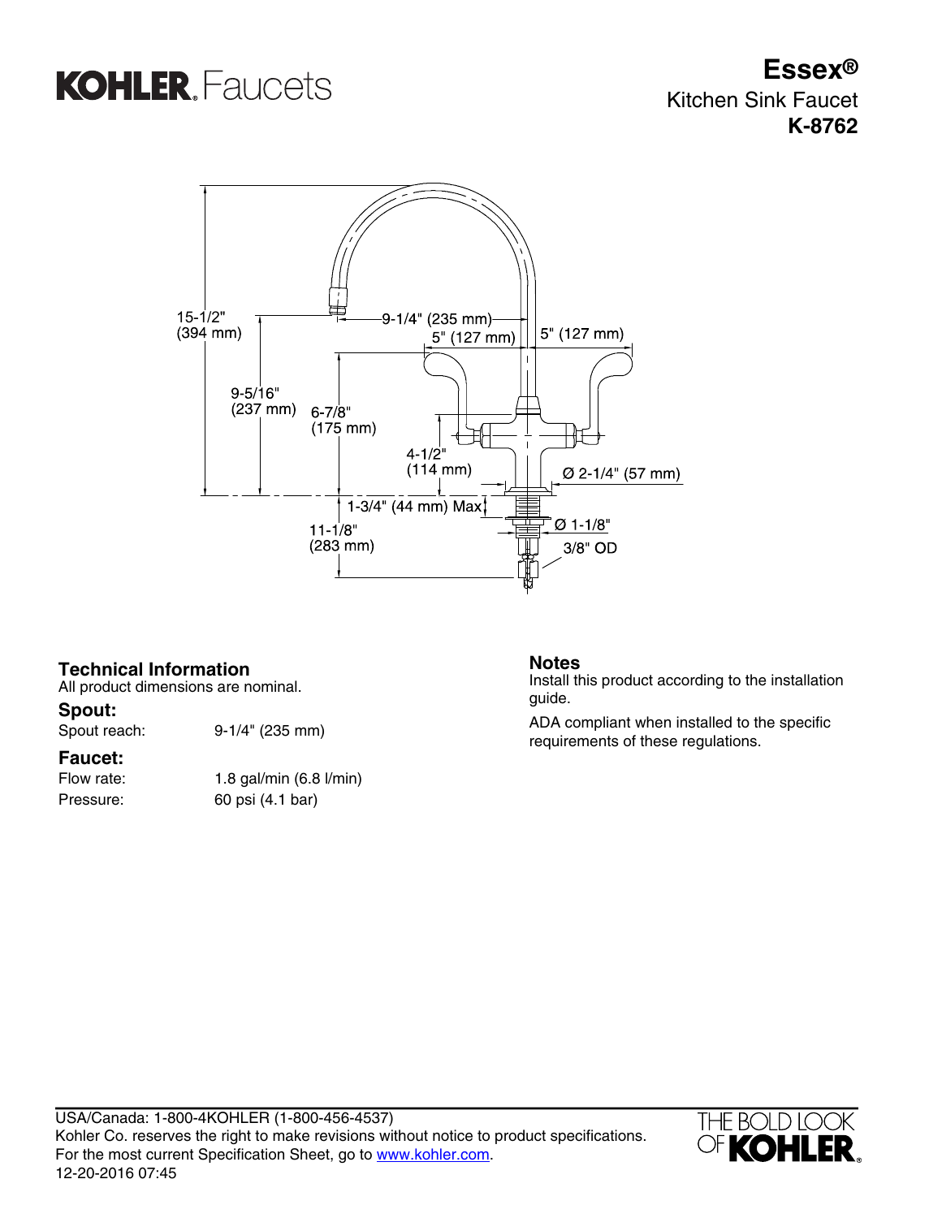**KOHLER** Faucets

# Essex®

Kitchen Sink Faucet

**K-8762**

15-1/2"
(394 mm)
9-1/4" (235 mm)
5" (127 mm)
5" (127 mm)
9-5/16"
(237 mm)
6-7/8"
(175 mm)
4-1/2"
(114 mm)
Ø 2-1/4" (57 mm)
1-3/4" (44 mm) Max
11-1/8"
(283 mm)
Ø 1-1/8"
3/8" OD

## Technical Information

All product dimensions are nominal.

### Spout:

| | |
|---|---|
| Spout reach: | 9-1/4" (235 mm) |

### Faucet:

| | |
|---|---|
| Flow rate: | 1.8 gal/min (6.8 l/min) |
| Pressure: | 60 psi (4.1 bar) |

## Notes

Install this product according to the installation guide.

ADA compliant when installed to the specific requirements of these regulations.

USA/Canada: 1-800-4KOHLER (1-800-456-4537)
Kohler Co. reserves the right to make revisions without notice to product specifications.
For the most current Specification Sheet, go to www.kohler.com.
12-20-2016 07:45

THE BOLD LOOK OF **KOHLER**.